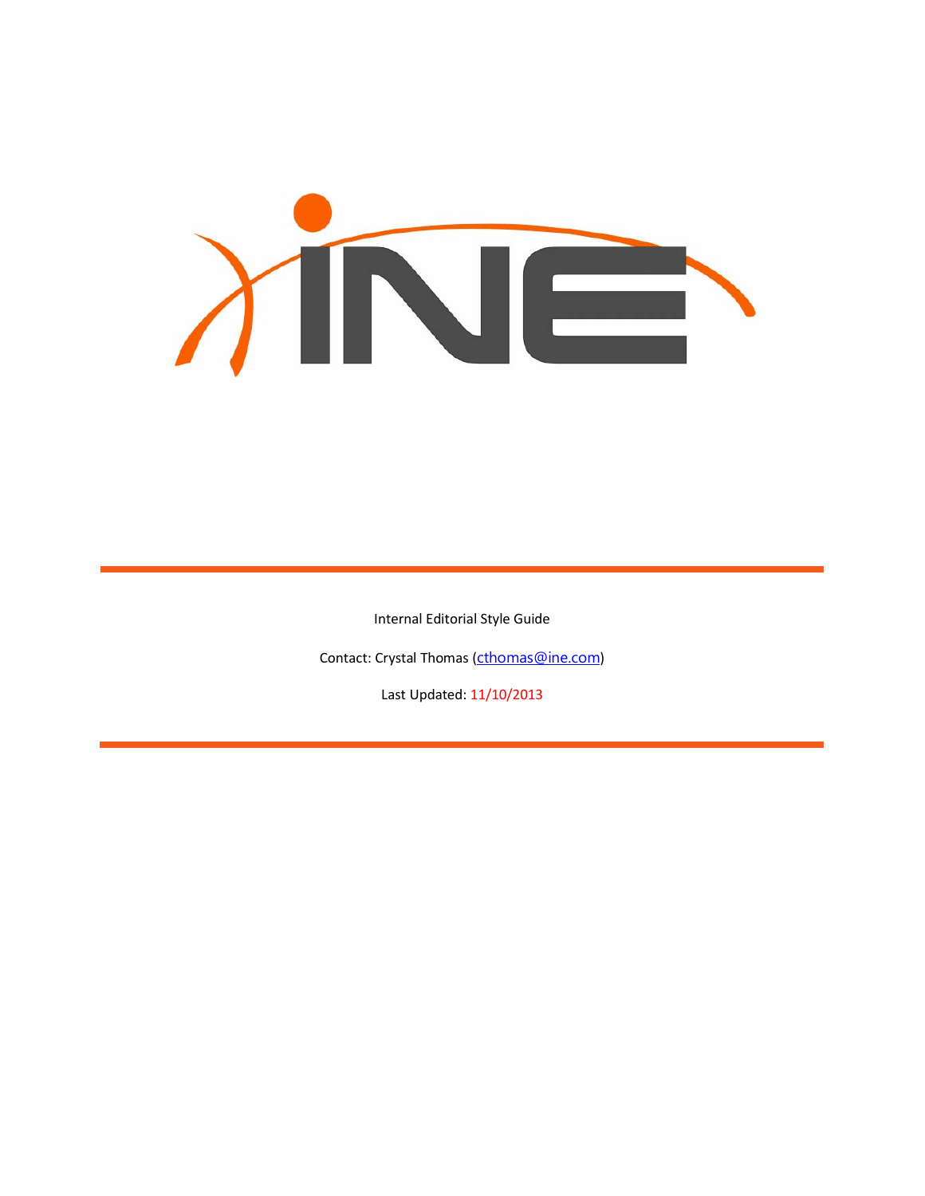Internal Editorial Style Guide

Contact: Crystal Thomas (cthomas@ine.com)

Last Updated: 11/10/2013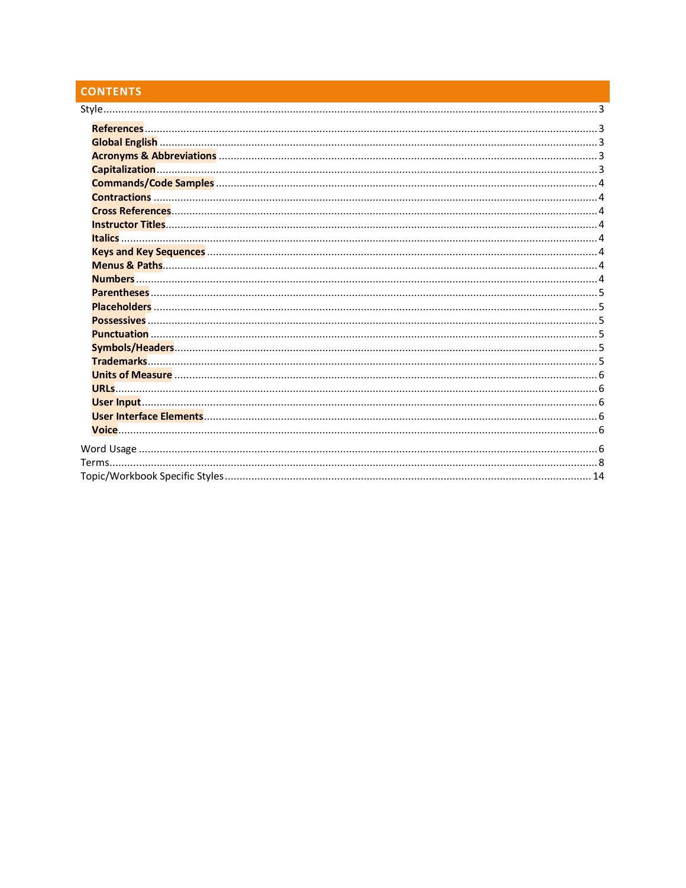# CONTENTS

Style.......................................................................................................................................... 3

- **References**........................................................................................................................... 3
- **Global English**..................................................................................................................... 3
- **Acronyms & Abbreviations**.................................................................................................. 3
- **Capitalization**...................................................................................................................... 3
- **Commands/Code Samples**.................................................................................................. 4
- **Contractions**........................................................................................................................ 4
- **Cross References**.................................................................................................................. 4
- **Instructor Titles**.................................................................................................................... 4
- **Italics**.................................................................................................................................... 4
- **Keys and Key Sequences**..................................................................................................... 4
- **Menus & Paths**..................................................................................................................... 4
- **Numbers**.............................................................................................................................. 4
- **Parentheses**.......................................................................................................................... 5
- **Placeholders**........................................................................................................................ 5
- **Possessives**.......................................................................................................................... 5
- **Punctuation**......................................................................................................................... 5
- **Symbols/Headers**................................................................................................................. 5
- **Trademarks**.......................................................................................................................... 5
- **Units of Measure**................................................................................................................. 6
- **URLs**.................................................................................................................................... 6
- **User Input**............................................................................................................................ 6
- **User Interface Elements**...................................................................................................... 6
- **Voice**.................................................................................................................................... 6

Word Usage.................................................................................................................................. 6

Terms............................................................................................................................................ 8

Topic/Workbook Specific Styles.................................................................................................. 14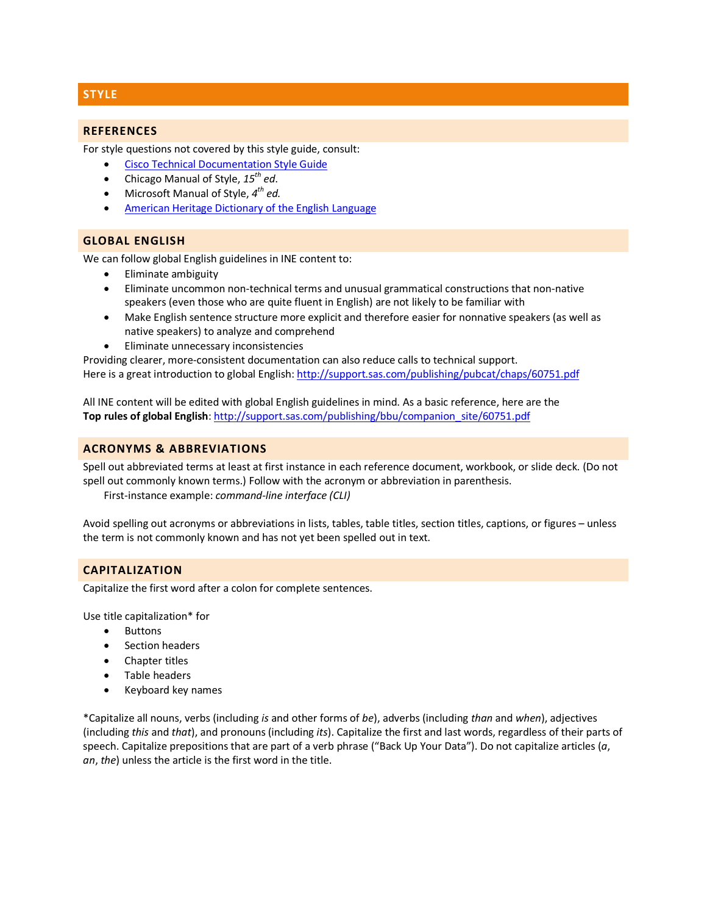# STYLE

## REFERENCES

For style questions not covered by this style guide, consult:

- [Cisco Technical Documentation Style Guide]()
- Chicago Manual of Style, *15th ed.*
- Microsoft Manual of Style, *4th ed.*
- [American Heritage Dictionary of the English Language]()

## GLOBAL ENGLISH

We can follow global English guidelines in INE content to:

- Eliminate ambiguity
- Eliminate uncommon non-technical terms and unusual grammatical constructions that non-native speakers (even those who are quite fluent in English) are not likely to be familiar with
- Make English sentence structure more explicit and therefore easier for nonnative speakers (as well as native speakers) to analyze and comprehend
- Eliminate unnecessary inconsistencies

Providing clearer, more-consistent documentation can also reduce calls to technical support.
Here is a great introduction to global English: http://support.sas.com/publishing/pubcat/chaps/60751.pdf

All INE content will be edited with global English guidelines in mind. As a basic reference, here are the **Top rules of global English**: http://support.sas.com/publishing/bbu/companion_site/60751.pdf

## ACRONYMS & ABBREVIATIONS

Spell out abbreviated terms at least at first instance in each reference document, workbook, or slide deck. (Do not spell out commonly known terms.) Follow with the acronym or abbreviation in parenthesis.

First-instance example: *command-line interface (CLI)*

Avoid spelling out acronyms or abbreviations in lists, tables, table titles, section titles, captions, or figures – unless the term is not commonly known and has not yet been spelled out in text.

## CAPITALIZATION

Capitalize the first word after a colon for complete sentences.

Use title capitalization* for

- Buttons
- Section headers
- Chapter titles
- Table headers
- Keyboard key names

*Capitalize all nouns, verbs (including *is* and other forms of *be*), adverbs (including *than* and *when*), adjectives (including *this* and *that*), and pronouns (including *its*). Capitalize the first and last words, regardless of their parts of speech. Capitalize prepositions that are part of a verb phrase ("Back Up Your Data"). Do not capitalize articles (*a*, *an*, *the*) unless the article is the first word in the title.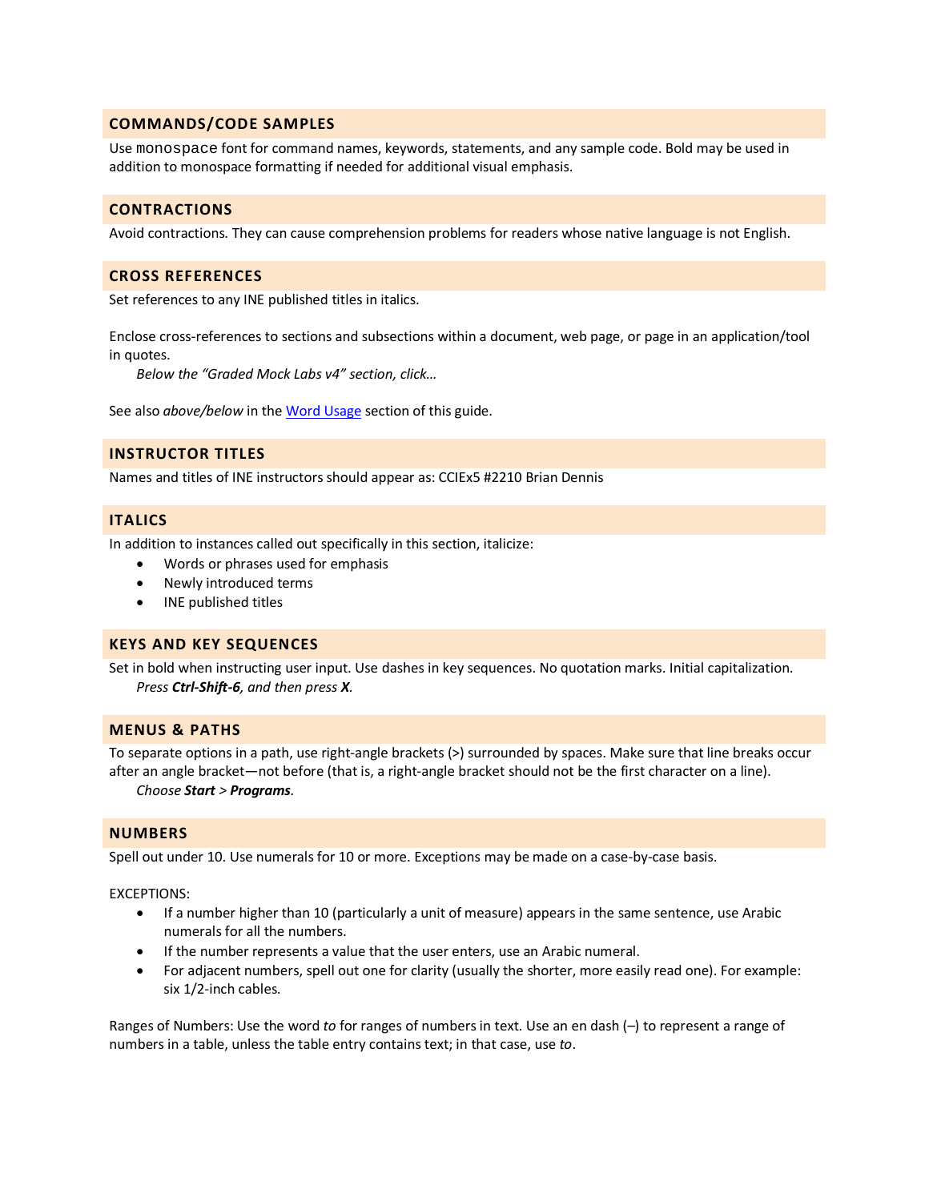## COMMANDS/CODE SAMPLES

Use `monospace` font for command names, keywords, statements, and any sample code. Bold may be used in addition to monospace formatting if needed for additional visual emphasis.

## CONTRACTIONS

Avoid contractions. They can cause comprehension problems for readers whose native language is not English.

## CROSS REFERENCES

Set references to any INE published titles in italics.

Enclose cross-references to sections and subsections within a document, web page, or page in an application/tool in quotes.

> *Below the "Graded Mock Labs v4" section, click…*

See also *above/below* in the [Word Usage](#) section of this guide.

## INSTRUCTOR TITLES

Names and titles of INE instructors should appear as: CCIEx5 #2210 Brian Dennis

## ITALICS

In addition to instances called out specifically in this section, italicize:

- Words or phrases used for emphasis
- Newly introduced terms
- INE published titles

## KEYS AND KEY SEQUENCES

Set in bold when instructing user input. Use dashes in key sequences. No quotation marks. Initial capitalization.

> *Press **Ctrl-Shift-6**, and then press **X**.*

## MENUS & PATHS

To separate options in a path, use right-angle brackets (>) surrounded by spaces. Make sure that line breaks occur after an angle bracket—not before (that is, a right-angle bracket should not be the first character on a line).

> *Choose **Start** > **Programs**.*

## NUMBERS

Spell out under 10. Use numerals for 10 or more. Exceptions may be made on a case-by-case basis.

EXCEPTIONS:

- If a number higher than 10 (particularly a unit of measure) appears in the same sentence, use Arabic numerals for all the numbers.
- If the number represents a value that the user enters, use an Arabic numeral.
- For adjacent numbers, spell out one for clarity (usually the shorter, more easily read one). For example: six 1/2-inch cables.

Ranges of Numbers: Use the word *to* for ranges of numbers in text. Use an en dash (–) to represent a range of numbers in a table, unless the table entry contains text; in that case, use *to*.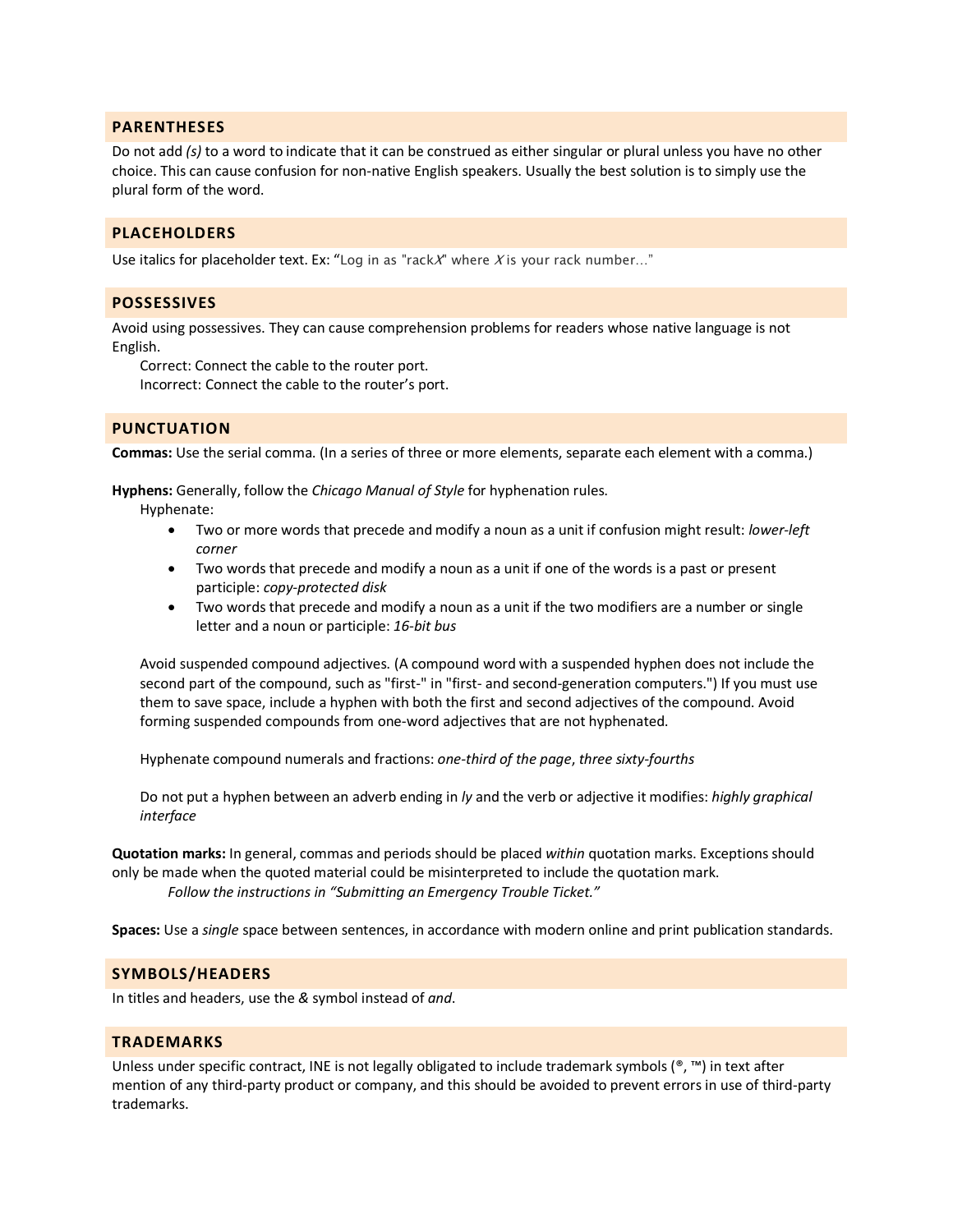## PARENTHESES

Do not add *(s)* to a word to indicate that it can be construed as either singular or plural unless you have no other choice. This can cause confusion for non-native English speakers. Usually the best solution is to simply use the plural form of the word.

## PLACEHOLDERS

Use italics for placeholder text. Ex: "Log in as "rack*X*" where *X* is your rack number…"

## POSSESSIVES

Avoid using possessives. They can cause comprehension problems for readers whose native language is not English.

Correct: Connect the cable to the router port.
Incorrect: Connect the cable to the router's port.

## PUNCTUATION

**Commas:** Use the serial comma. (In a series of three or more elements, separate each element with a comma.)

**Hyphens:** Generally, follow the *Chicago Manual of Style* for hyphenation rules.

Hyphenate:

- Two or more words that precede and modify a noun as a unit if confusion might result: *lower-left corner*
- Two words that precede and modify a noun as a unit if one of the words is a past or present participle: *copy-protected disk*
- Two words that precede and modify a noun as a unit if the two modifiers are a number or single letter and a noun or participle: *16-bit bus*

Avoid suspended compound adjectives. (A compound word with a suspended hyphen does not include the second part of the compound, such as "first-" in "first- and second-generation computers.") If you must use them to save space, include a hyphen with both the first and second adjectives of the compound. Avoid forming suspended compounds from one-word adjectives that are not hyphenated.

Hyphenate compound numerals and fractions: *one-third of the page*, *three sixty-fourths*

Do not put a hyphen between an adverb ending in *ly* and the verb or adjective it modifies: *highly graphical interface*

**Quotation marks:** In general, commas and periods should be placed *within* quotation marks. Exceptions should only be made when the quoted material could be misinterpreted to include the quotation mark.

*Follow the instructions in "Submitting an Emergency Trouble Ticket."*

**Spaces:** Use a *single* space between sentences, in accordance with modern online and print publication standards.

## SYMBOLS/HEADERS

In titles and headers, use the *&* symbol instead of *and*.

## TRADEMARKS

Unless under specific contract, INE is not legally obligated to include trademark symbols (®, ™) in text after mention of any third-party product or company, and this should be avoided to prevent errors in use of third-party trademarks.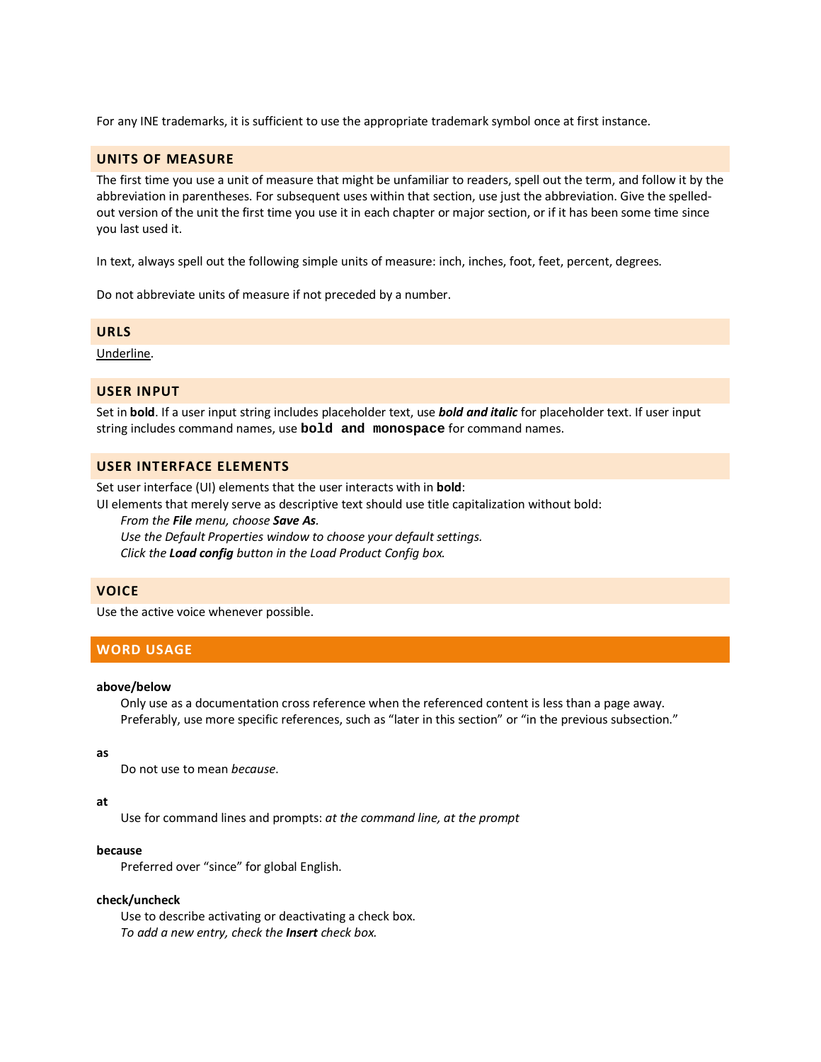For any INE trademarks, it is sufficient to use the appropriate trademark symbol once at first instance.

### UNITS OF MEASURE

The first time you use a unit of measure that might be unfamiliar to readers, spell out the term, and follow it by the abbreviation in parentheses. For subsequent uses within that section, use just the abbreviation. Give the spelled-out version of the unit the first time you use it in each chapter or major section, or if it has been some time since you last used it.

In text, always spell out the following simple units of measure: inch, inches, foot, feet, percent, degrees.

Do not abbreviate units of measure if not preceded by a number.

### URLS

<u>Underline</u>.

### USER INPUT

Set in **bold**. If a user input string includes placeholder text, use ***bold and italic*** for placeholder text. If user input string includes command names, use **`bold and monospace`** for command names.

### USER INTERFACE ELEMENTS

Set user interface (UI) elements that the user interacts with in **bold**:
UI elements that merely serve as descriptive text should use title capitalization without bold:

> *From the **File** menu, choose **Save As**.*
> *Use the Default Properties window to choose your default settings.*
> *Click the **Load config** button in the Load Product Config box.*

### VOICE

Use the active voice whenever possible.

## WORD USAGE

**above/below**

> Only use as a documentation cross reference when the referenced content is less than a page away. Preferably, use more specific references, such as "later in this section" or "in the previous subsection."

**as**

> Do not use to mean *because*.

**at**

> Use for command lines and prompts: *at the command line, at the prompt*

**because**

> Preferred over "since" for global English.

**check/uncheck**

> Use to describe activating or deactivating a check box.
> *To add a new entry, check the **Insert** check box.*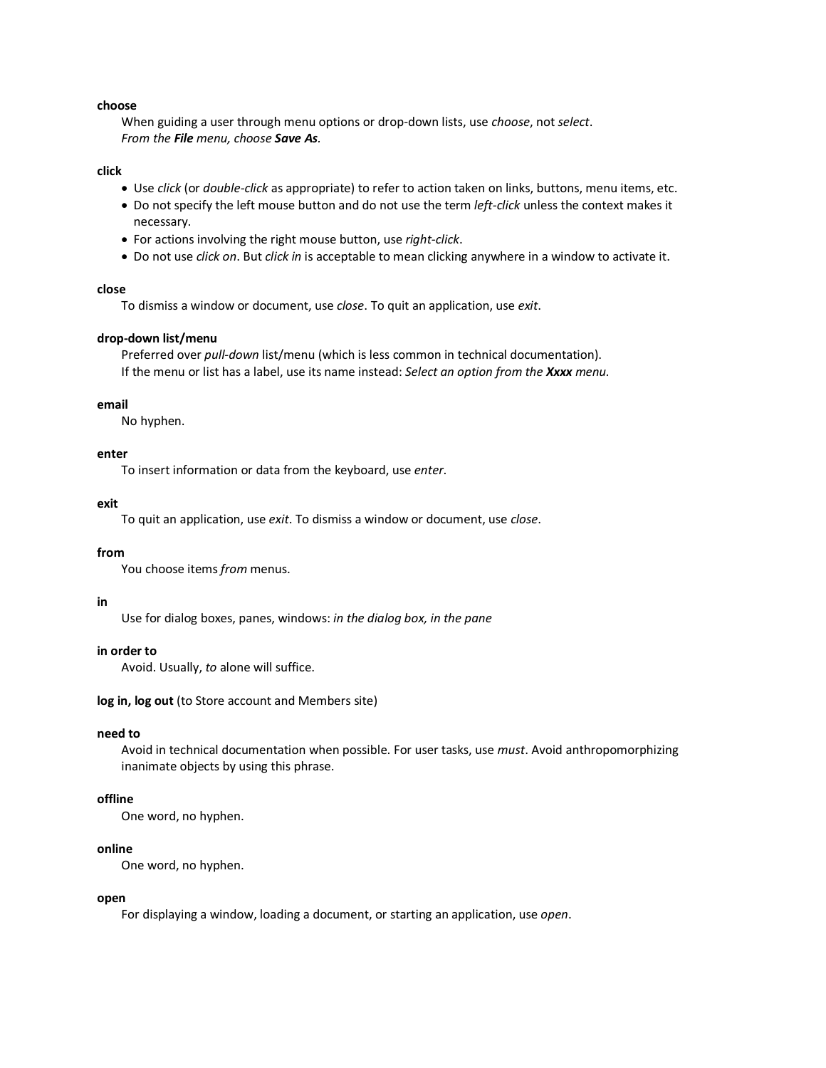**choose**

When guiding a user through menu options or drop-down lists, use *choose*, not *select*.
*From the **File** menu, choose **Save As**.*

**click**

- Use *click* (or *double-click* as appropriate) to refer to action taken on links, buttons, menu items, etc.
- Do not specify the left mouse button and do not use the term *left-click* unless the context makes it necessary.
- For actions involving the right mouse button, use *right-click*.
- Do not use *click on*. But *click in* is acceptable to mean clicking anywhere in a window to activate it.

**close**

To dismiss a window or document, use *close*. To quit an application, use *exit*.

**drop-down list/menu**

Preferred over *pull-down* list/menu (which is less common in technical documentation).
If the menu or list has a label, use its name instead: *Select an option from the **Xxxx** menu.*

**email**

No hyphen.

**enter**

To insert information or data from the keyboard, use *enter*.

**exit**

To quit an application, use *exit*. To dismiss a window or document, use *close*.

**from**

You choose items *from* menus.

**in**

Use for dialog boxes, panes, windows: *in the dialog box, in the pane*

**in order to**

Avoid. Usually, *to* alone will suffice.

**log in, log out** (to Store account and Members site)

**need to**

Avoid in technical documentation when possible. For user tasks, use *must*. Avoid anthropomorphizing inanimate objects by using this phrase.

**offline**

One word, no hyphen.

**online**

One word, no hyphen.

**open**

For displaying a window, loading a document, or starting an application, use *open*.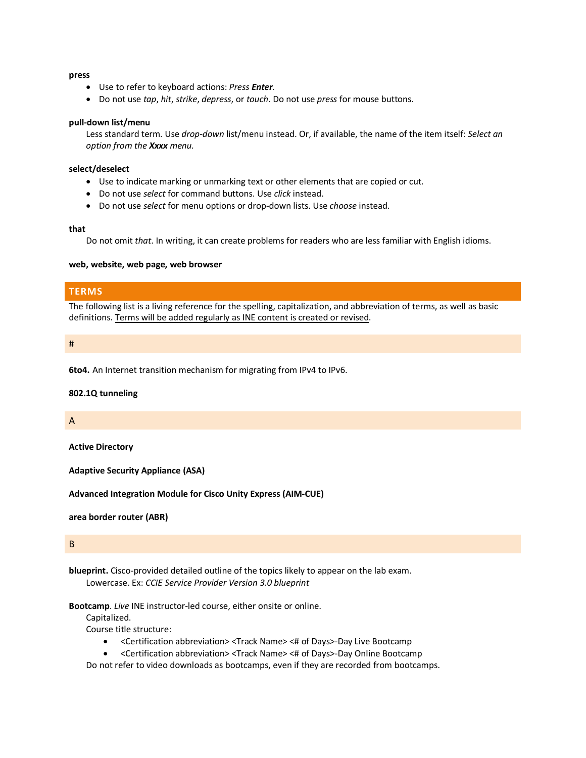**press**

- Use to refer to keyboard actions: *Press **Enter**.*
- Do not use *tap*, *hit*, *strike*, *depress*, or *touch*. Do not use *press* for mouse buttons.

**pull-down list/menu**

Less standard term. Use *drop-down* list/menu instead. Or, if available, the name of the item itself: *Select an option from the **Xxxx** menu.*

**select/deselect**

- Use to indicate marking or unmarking text or other elements that are copied or cut.
- Do not use *select* for command buttons. Use *click* instead.
- Do not use *select* for menu options or drop-down lists. Use *choose* instead.

**that**

Do not omit *that*. In writing, it can create problems for readers who are less familiar with English idioms.

**web, website, web page, web browser**

## TERMS

The following list is a living reference for the spelling, capitalization, and abbreviation of terms, as well as basic definitions. Terms will be added regularly as INE content is created or revised.

### #

**6to4.** An Internet transition mechanism for migrating from IPv4 to IPv6.

**802.1Q tunneling**

### A

**Active Directory**

**Adaptive Security Appliance (ASA)**

**Advanced Integration Module for Cisco Unity Express (AIM-CUE)**

**area border router (ABR)**

### B

**blueprint.** Cisco-provided detailed outline of the topics likely to appear on the lab exam.

Lowercase. Ex: *CCIE Service Provider Version 3.0 blueprint*

**Bootcamp**. *Live* INE instructor-led course, either onsite or online.

Capitalized.

Course title structure:

- <Certification abbreviation> <Track Name> <# of Days>-Day Live Bootcamp
- <Certification abbreviation> <Track Name> <# of Days>-Day Online Bootcamp

Do not refer to video downloads as bootcamps, even if they are recorded from bootcamps.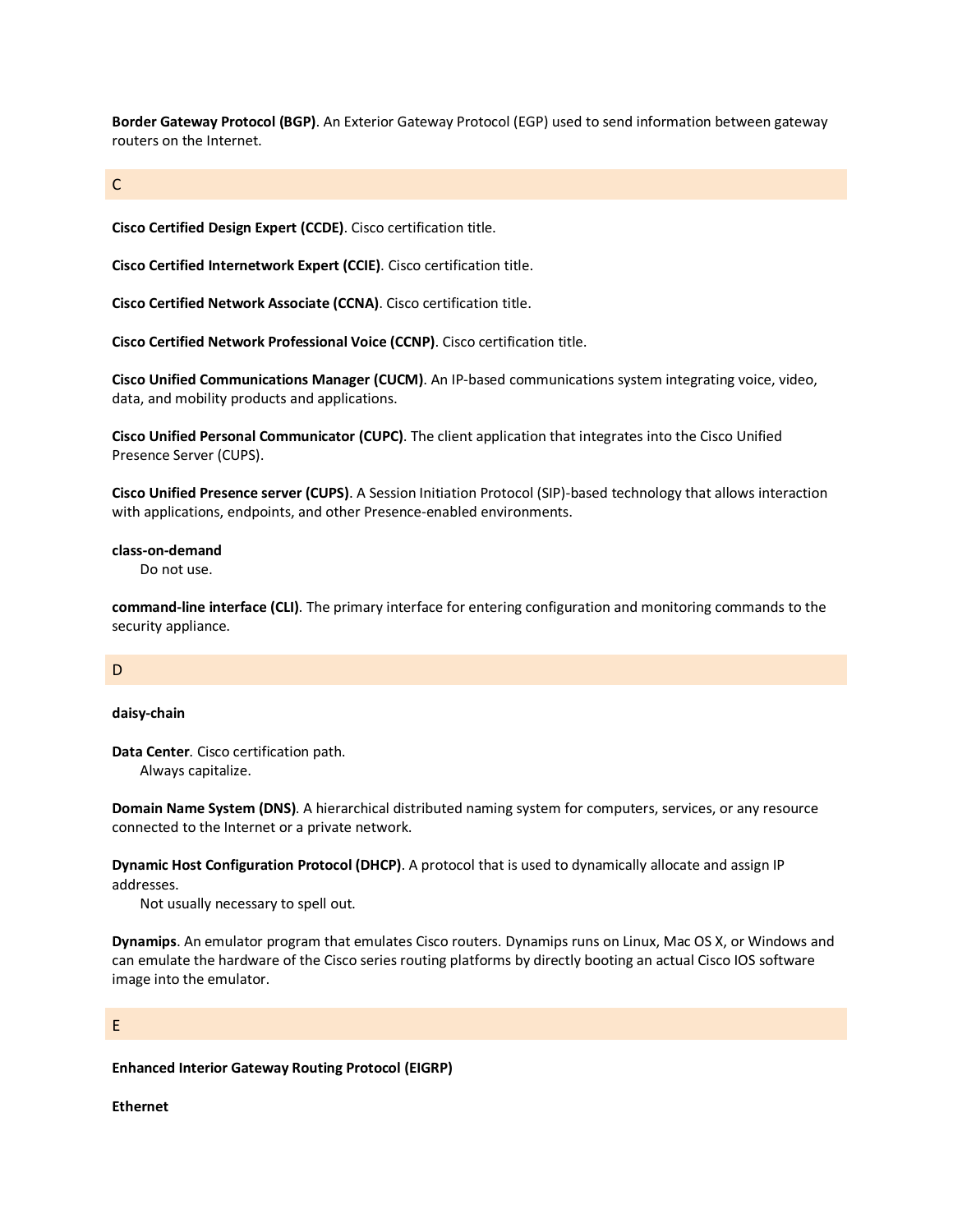**Border Gateway Protocol (BGP)**. An Exterior Gateway Protocol (EGP) used to send information between gateway routers on the Internet.

## C

**Cisco Certified Design Expert (CCDE)**. Cisco certification title.

**Cisco Certified Internetwork Expert (CCIE)**. Cisco certification title.

**Cisco Certified Network Associate (CCNA)**. Cisco certification title.

**Cisco Certified Network Professional Voice (CCNP)**. Cisco certification title.

**Cisco Unified Communications Manager (CUCM)**. An IP-based communications system integrating voice, video, data, and mobility products and applications.

**Cisco Unified Personal Communicator (CUPC)**. The client application that integrates into the Cisco Unified Presence Server (CUPS).

**Cisco Unified Presence server (CUPS)**. A Session Initiation Protocol (SIP)-based technology that allows interaction with applications, endpoints, and other Presence-enabled environments.

**class-on-demand**
Do not use.

**command-line interface (CLI)**. The primary interface for entering configuration and monitoring commands to the security appliance.

## D

**daisy-chain**

**Data Center**. Cisco certification path.
Always capitalize.

**Domain Name System (DNS)**. A hierarchical distributed naming system for computers, services, or any resource connected to the Internet or a private network.

**Dynamic Host Configuration Protocol (DHCP)**. A protocol that is used to dynamically allocate and assign IP addresses.
Not usually necessary to spell out.

**Dynamips**. An emulator program that emulates Cisco routers. Dynamips runs on Linux, Mac OS X, or Windows and can emulate the hardware of the Cisco series routing platforms by directly booting an actual Cisco IOS software image into the emulator.

## E

**Enhanced Interior Gateway Routing Protocol (EIGRP)**

**Ethernet**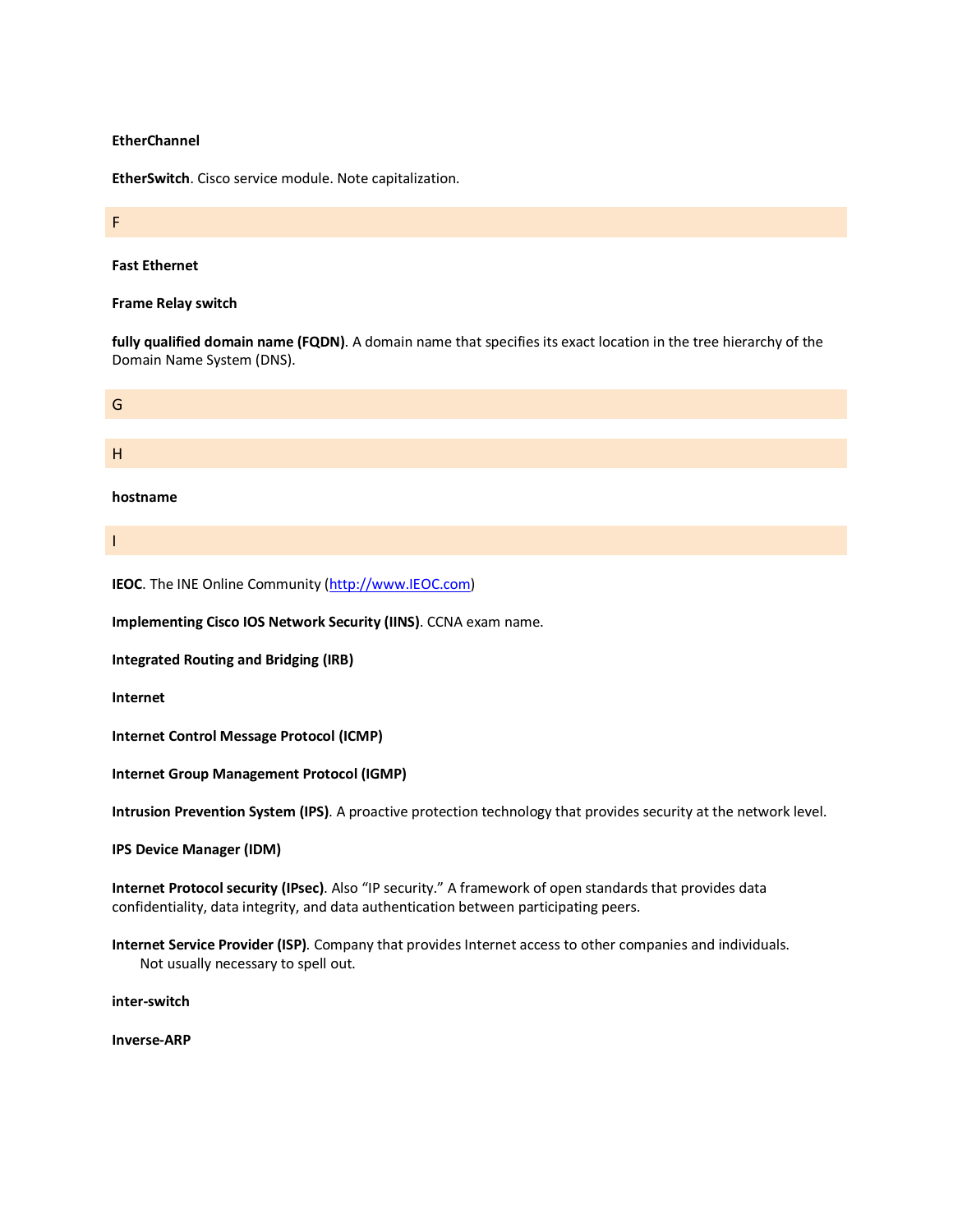**EtherChannel**

**EtherSwitch**. Cisco service module. Note capitalization.

## F

**Fast Ethernet**

**Frame Relay switch**

**fully qualified domain name (FQDN)**. A domain name that specifies its exact location in the tree hierarchy of the Domain Name System (DNS).

## G

## H

**hostname**

## I

**IEOC**. The INE Online Community ([http://www.IEOC.com](http://www.IEOC.com))

**Implementing Cisco IOS Network Security (IINS)**. CCNA exam name.

**Integrated Routing and Bridging (IRB)**

**Internet**

**Internet Control Message Protocol (ICMP)**

**Internet Group Management Protocol (IGMP)**

**Intrusion Prevention System (IPS)**. A proactive protection technology that provides security at the network level.

**IPS Device Manager (IDM)**

**Internet Protocol security (IPsec)**. Also "IP security." A framework of open standards that provides data confidentiality, data integrity, and data authentication between participating peers.

**Internet Service Provider (ISP)**. Company that provides Internet access to other companies and individuals.
Not usually necessary to spell out.

**inter-switch**

**Inverse-ARP**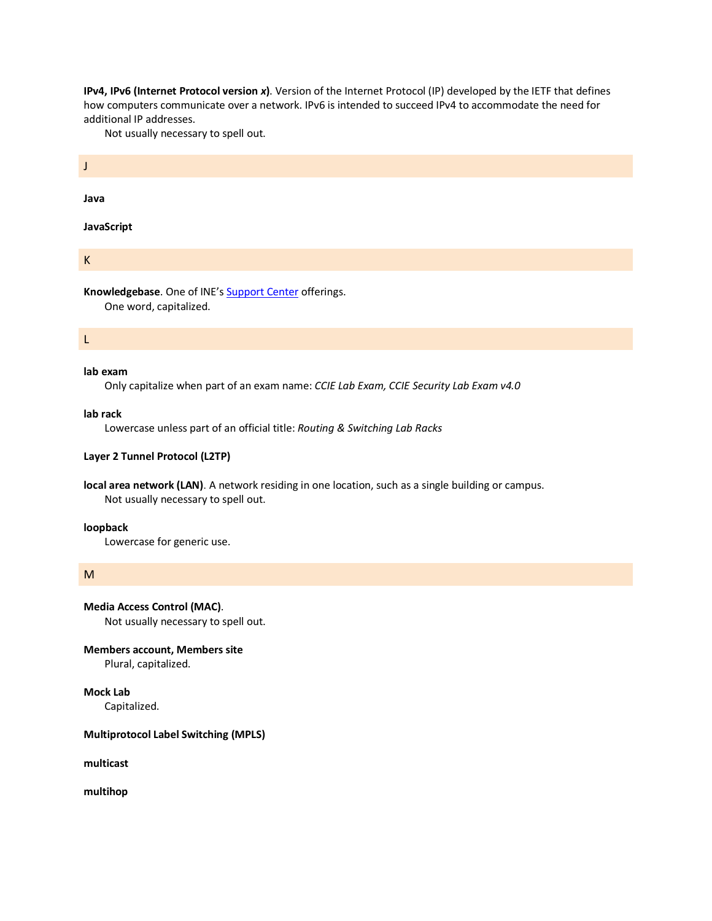**IPv4, IPv6 (Internet Protocol version *x*)**. Version of the Internet Protocol (IP) developed by the IETF that defines how computers communicate over a network. IPv6 is intended to succeed IPv4 to accommodate the need for additional IP addresses.

Not usually necessary to spell out.

## J

**Java**

**JavaScript**

## K

**Knowledgebase**. One of INE's [Support Center]() offerings.

One word, capitalized.

## L

**lab exam**

Only capitalize when part of an exam name: *CCIE Lab Exam, CCIE Security Lab Exam v4.0*

**lab rack**

Lowercase unless part of an official title: *Routing & Switching Lab Racks*

**Layer 2 Tunnel Protocol (L2TP)**

**local area network (LAN)**. A network residing in one location, such as a single building or campus.

Not usually necessary to spell out.

**loopback**

Lowercase for generic use.

## M

**Media Access Control (MAC)**.

Not usually necessary to spell out.

**Members account, Members site**

Plural, capitalized.

**Mock Lab**

Capitalized.

**Multiprotocol Label Switching (MPLS)**

**multicast**

**multihop**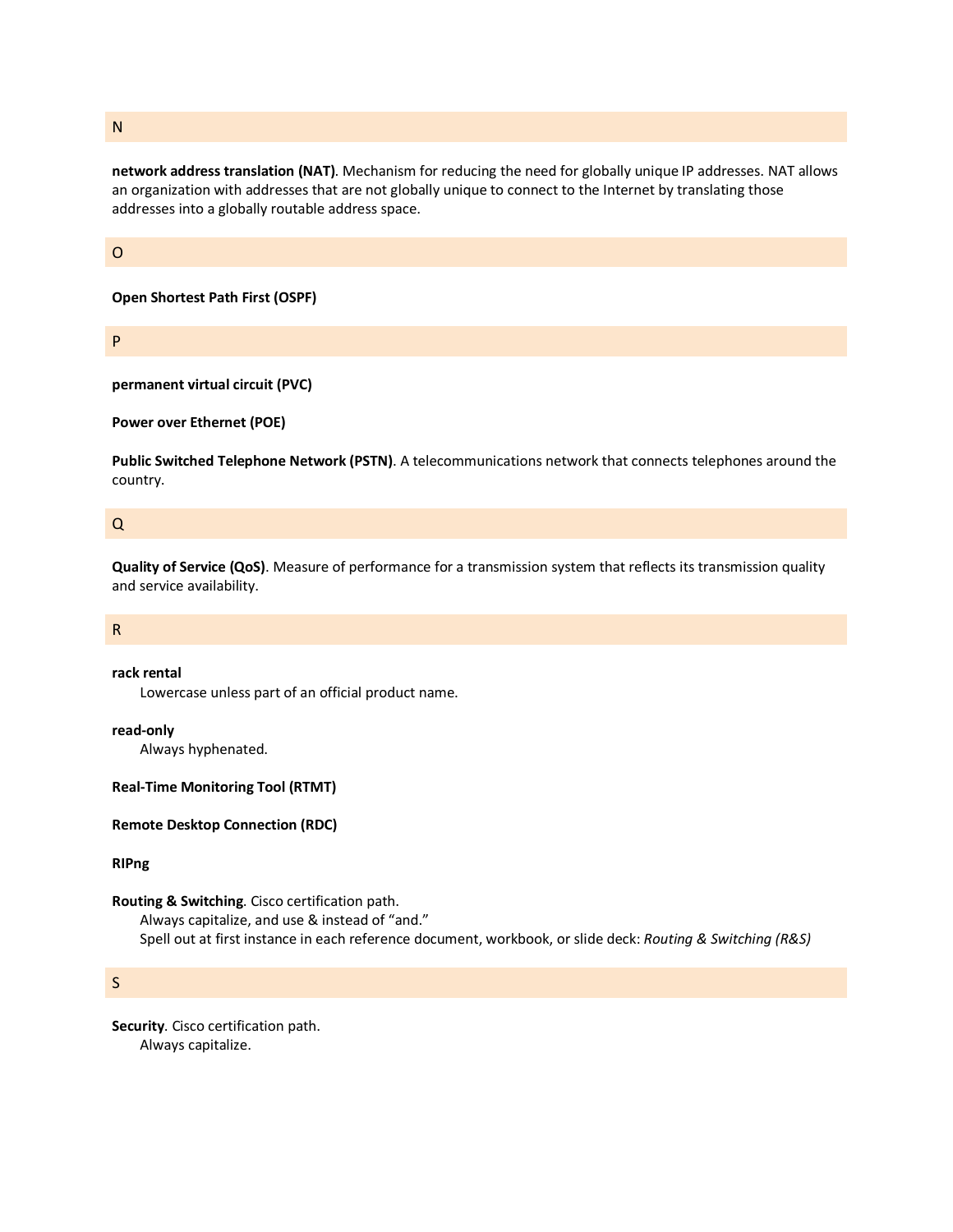## N

**network address translation (NAT)**. Mechanism for reducing the need for globally unique IP addresses. NAT allows an organization with addresses that are not globally unique to connect to the Internet by translating those addresses into a globally routable address space.

## O

**Open Shortest Path First (OSPF)**

## P

**permanent virtual circuit (PVC)**

**Power over Ethernet (POE)**

**Public Switched Telephone Network (PSTN)**. A telecommunications network that connects telephones around the country.

## Q

**Quality of Service (QoS)**. Measure of performance for a transmission system that reflects its transmission quality and service availability.

## R

**rack rental**

Lowercase unless part of an official product name.

**read-only**

Always hyphenated.

**Real-Time Monitoring Tool (RTMT)**

**Remote Desktop Connection (RDC)**

**RIPng**

**Routing & Switching**. Cisco certification path.

Always capitalize, and use & instead of "and."

Spell out at first instance in each reference document, workbook, or slide deck: *Routing & Switching (R&S)*

## S

**Security**. Cisco certification path.

Always capitalize.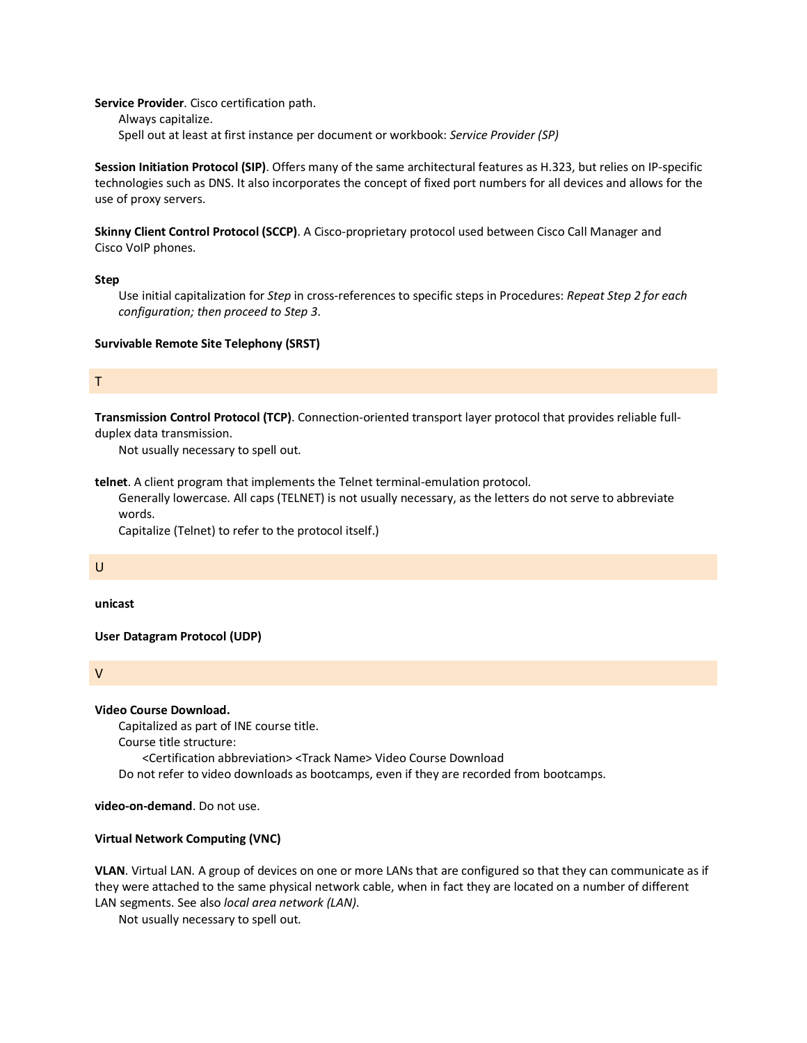**Service Provider**. Cisco certification path.

Always capitalize.

Spell out at least at first instance per document or workbook: *Service Provider (SP)*

**Session Initiation Protocol (SIP)**. Offers many of the same architectural features as H.323, but relies on IP-specific technologies such as DNS. It also incorporates the concept of fixed port numbers for all devices and allows for the use of proxy servers.

**Skinny Client Control Protocol (SCCP)**. A Cisco-proprietary protocol used between Cisco Call Manager and Cisco VoIP phones.

**Step**

Use initial capitalization for *Step* in cross-references to specific steps in Procedures: *Repeat Step 2 for each configuration; then proceed to Step 3*.

**Survivable Remote Site Telephony (SRST)**

## T

**Transmission Control Protocol (TCP)**. Connection-oriented transport layer protocol that provides reliable full-duplex data transmission.

Not usually necessary to spell out.

**telnet**. A client program that implements the Telnet terminal-emulation protocol.

Generally lowercase. All caps (TELNET) is not usually necessary, as the letters do not serve to abbreviate words.

Capitalize (Telnet) to refer to the protocol itself.)

## U

**unicast**

**User Datagram Protocol (UDP)**

## V

**Video Course Download.**

Capitalized as part of INE course title.

Course title structure:

<Certification abbreviation> <Track Name> Video Course Download

Do not refer to video downloads as bootcamps, even if they are recorded from bootcamps.

**video-on-demand**. Do not use.

**Virtual Network Computing (VNC)**

**VLAN**. Virtual LAN. A group of devices on one or more LANs that are configured so that they can communicate as if they were attached to the same physical network cable, when in fact they are located on a number of different LAN segments. See also *local area network (LAN)*.

Not usually necessary to spell out.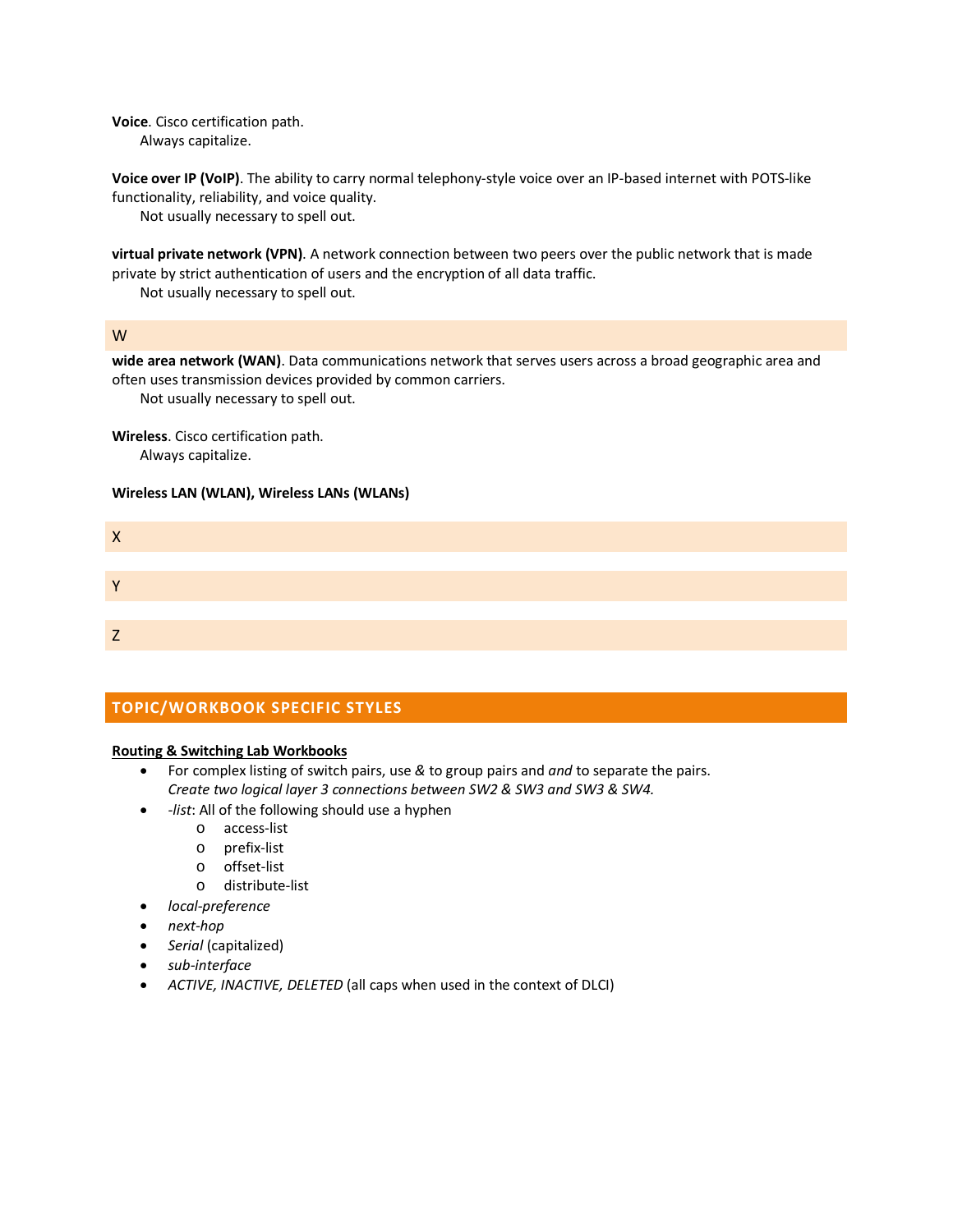**Voice**. Cisco certification path.
    Always capitalize.

**Voice over IP (VoIP)**. The ability to carry normal telephony-style voice over an IP-based internet with POTS-like functionality, reliability, and voice quality.
    Not usually necessary to spell out.

**virtual private network (VPN)**. A network connection between two peers over the public network that is made private by strict authentication of users and the encryption of all data traffic.
    Not usually necessary to spell out.

## W

**wide area network (WAN)**. Data communications network that serves users across a broad geographic area and often uses transmission devices provided by common carriers.
    Not usually necessary to spell out.

**Wireless**. Cisco certification path.
    Always capitalize.

**Wireless LAN (WLAN), Wireless LANs (WLANs)**

## X

## Y

## Z

# TOPIC/WORKBOOK SPECIFIC STYLES

**Routing & Switching Lab Workbooks**

- For complex listing of switch pairs, use & to group pairs and *and* to separate the pairs.
  *Create two logical layer 3 connections between SW2 & SW3 and SW3 & SW4.*
- *-list*: All of the following should use a hyphen
  - access-list
  - prefix-list
  - offset-list
  - distribute-list
- *local-preference*
- *next-hop*
- *Serial* (capitalized)
- *sub-interface*
- *ACTIVE, INACTIVE, DELETED* (all caps when used in the context of DLCI)